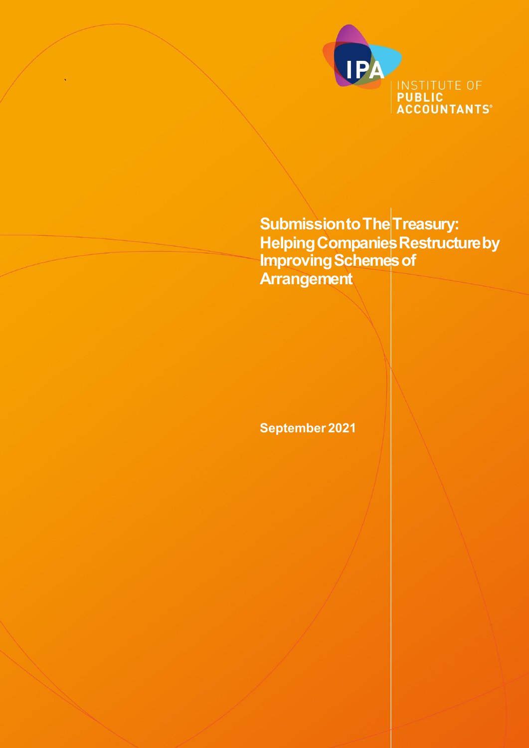INSTITUTE OF PUBLIC ACCOUNTANTS®

# Submission to The Treasury: Helping Companies Restructure by Improving Schemes of Arrangement

**September 2021**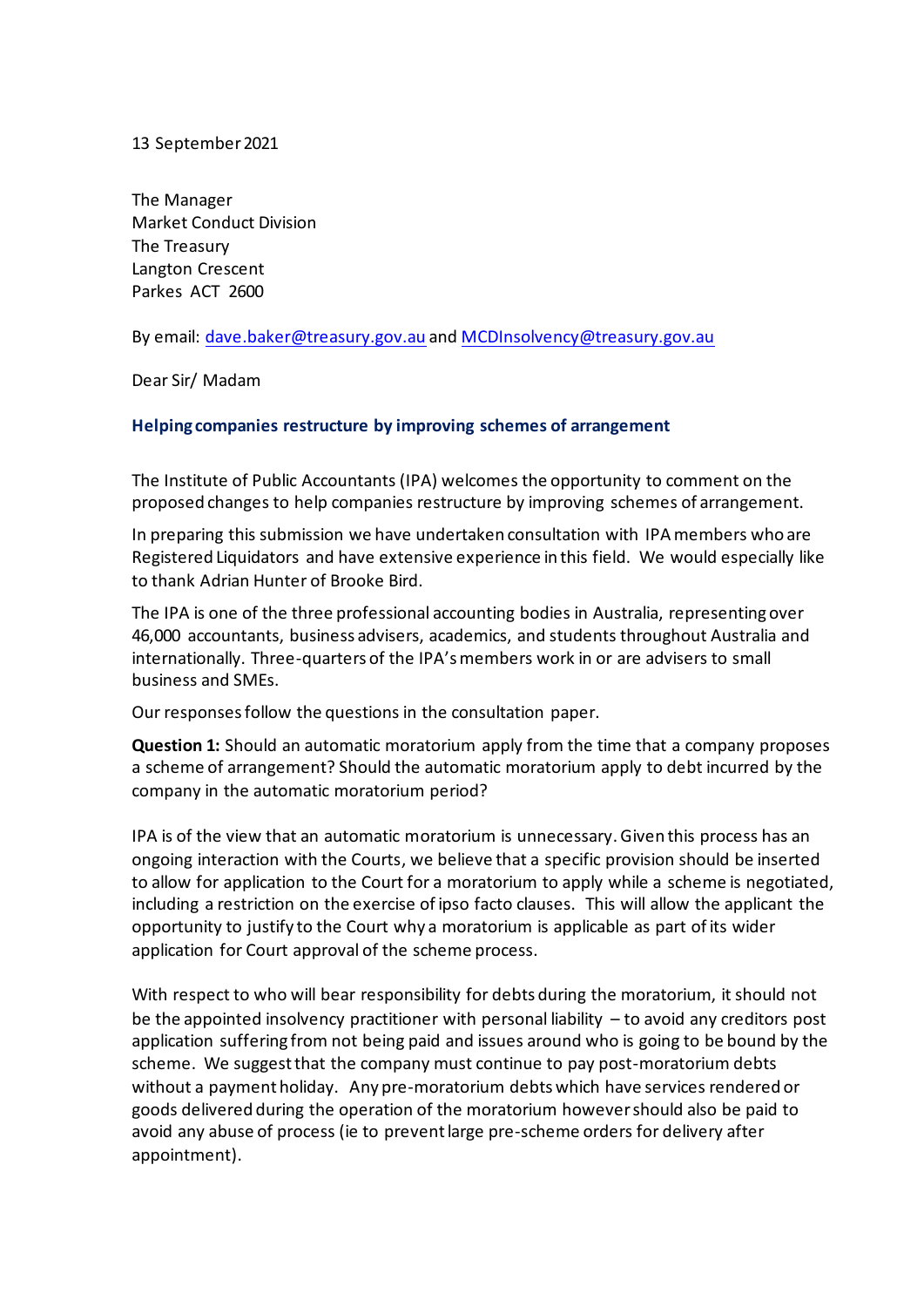13 September 2021

The Manager  
Market Conduct Division  
The Treasury  
Langton Crescent  
Parkes ACT 2600

By email: dave.baker@treasury.gov.au and MCDInsolvency@treasury.gov.au

Dear Sir/ Madam

**Helping companies restructure by improving schemes of arrangement**

The Institute of Public Accountants (IPA) welcomes the opportunity to comment on the proposed changes to help companies restructure by improving schemes of arrangement.

In preparing this submission we have undertaken consultation with IPA members who are Registered Liquidators and have extensive experience in this field. We would especially like to thank Adrian Hunter of Brooke Bird.

The IPA is one of the three professional accounting bodies in Australia, representing over 46,000 accountants, business advisers, academics, and students throughout Australia and internationally. Three-quarters of the IPA's members work in or are advisers to small business and SMEs.

Our responses follow the questions in the consultation paper.

**Question 1:** Should an automatic moratorium apply from the time that a company proposes a scheme of arrangement? Should the automatic moratorium apply to debt incurred by the company in the automatic moratorium period?

IPA is of the view that an automatic moratorium is unnecessary. Given this process has an ongoing interaction with the Courts, we believe that a specific provision should be inserted to allow for application to the Court for a moratorium to apply while a scheme is negotiated, including a restriction on the exercise of ipso facto clauses. This will allow the applicant the opportunity to justify to the Court why a moratorium is applicable as part of its wider application for Court approval of the scheme process.

With respect to who will bear responsibility for debts during the moratorium, it should not be the appointed insolvency practitioner with personal liability – to avoid any creditors post application suffering from not being paid and issues around who is going to be bound by the scheme. We suggest that the company must continue to pay post-moratorium debts without a payment holiday. Any pre-moratorium debts which have services rendered or goods delivered during the operation of the moratorium however should also be paid to avoid any abuse of process (ie to prevent large pre-scheme orders for delivery after appointment).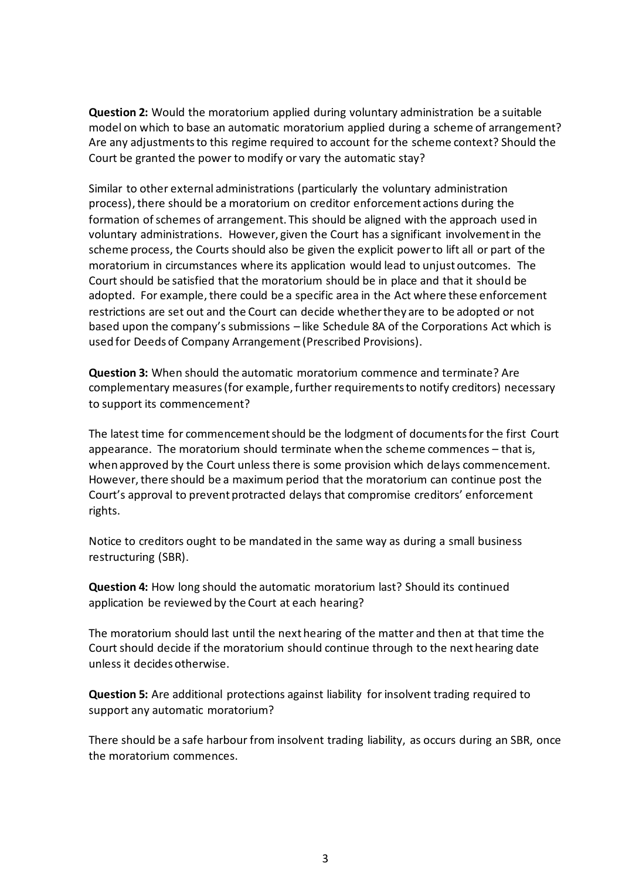**Question 2:** Would the moratorium applied during voluntary administration be a suitable model on which to base an automatic moratorium applied during a scheme of arrangement? Are any adjustments to this regime required to account for the scheme context? Should the Court be granted the power to modify or vary the automatic stay?

Similar to other external administrations (particularly the voluntary administration process), there should be a moratorium on creditor enforcement actions during the formation of schemes of arrangement. This should be aligned with the approach used in voluntary administrations. However, given the Court has a significant involvement in the scheme process, the Courts should also be given the explicit power to lift all or part of the moratorium in circumstances where its application would lead to unjust outcomes. The Court should be satisfied that the moratorium should be in place and that it should be adopted. For example, there could be a specific area in the Act where these enforcement restrictions are set out and the Court can decide whether they are to be adopted or not based upon the company's submissions – like Schedule 8A of the Corporations Act which is used for Deeds of Company Arrangement (Prescribed Provisions).

**Question 3:** When should the automatic moratorium commence and terminate? Are complementary measures (for example, further requirements to notify creditors) necessary to support its commencement?

The latest time for commencement should be the lodgment of documents for the first Court appearance. The moratorium should terminate when the scheme commences – that is, when approved by the Court unless there is some provision which delays commencement. However, there should be a maximum period that the moratorium can continue post the Court's approval to prevent protracted delays that compromise creditors' enforcement rights.

Notice to creditors ought to be mandated in the same way as during a small business restructuring (SBR).

**Question 4:** How long should the automatic moratorium last? Should its continued application be reviewed by the Court at each hearing?

The moratorium should last until the next hearing of the matter and then at that time the Court should decide if the moratorium should continue through to the next hearing date unless it decides otherwise.

**Question 5:** Are additional protections against liability for insolvent trading required to support any automatic moratorium?

There should be a safe harbour from insolvent trading liability, as occurs during an SBR, once the moratorium commences.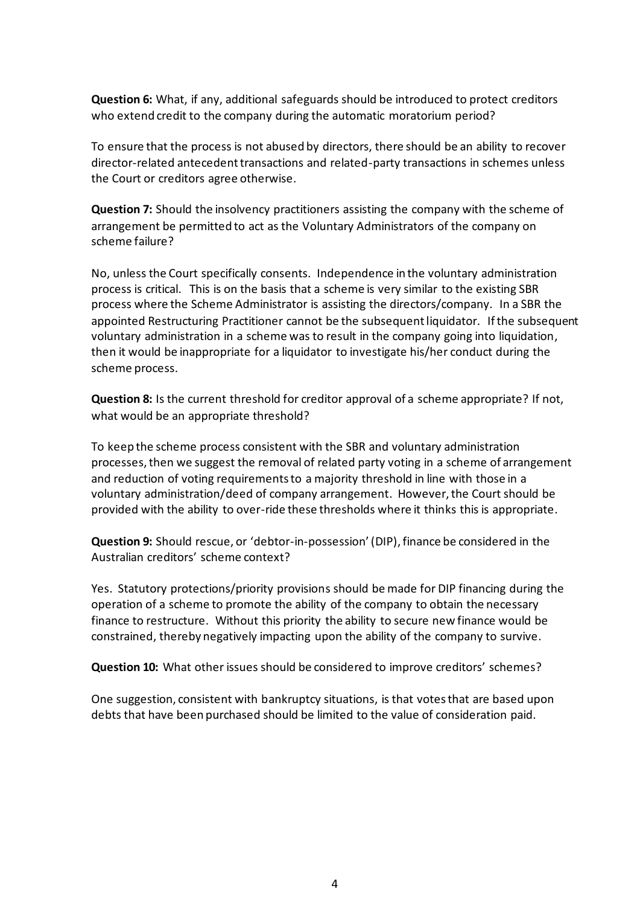**Question 6:** What, if any, additional safeguards should be introduced to protect creditors who extend credit to the company during the automatic moratorium period?

To ensure that the process is not abused by directors, there should be an ability to recover director-related antecedent transactions and related-party transactions in schemes unless the Court or creditors agree otherwise.

**Question 7:** Should the insolvency practitioners assisting the company with the scheme of arrangement be permitted to act as the Voluntary Administrators of the company on scheme failure?

No, unless the Court specifically consents. Independence in the voluntary administration process is critical. This is on the basis that a scheme is very similar to the existing SBR process where the Scheme Administrator is assisting the directors/company. In a SBR the appointed Restructuring Practitioner cannot be the subsequent liquidator. If the subsequent voluntary administration in a scheme was to result in the company going into liquidation, then it would be inappropriate for a liquidator to investigate his/her conduct during the scheme process.

**Question 8:** Is the current threshold for creditor approval of a scheme appropriate? If not, what would be an appropriate threshold?

To keep the scheme process consistent with the SBR and voluntary administration processes, then we suggest the removal of related party voting in a scheme of arrangement and reduction of voting requirements to a majority threshold in line with those in a voluntary administration/deed of company arrangement. However, the Court should be provided with the ability to over-ride these thresholds where it thinks this is appropriate.

**Question 9:** Should rescue, or 'debtor-in-possession' (DIP), finance be considered in the Australian creditors' scheme context?

Yes. Statutory protections/priority provisions should be made for DIP financing during the operation of a scheme to promote the ability of the company to obtain the necessary finance to restructure. Without this priority the ability to secure new finance would be constrained, thereby negatively impacting upon the ability of the company to survive.

**Question 10:** What other issues should be considered to improve creditors' schemes?

One suggestion, consistent with bankruptcy situations, is that votes that are based upon debts that have been purchased should be limited to the value of consideration paid.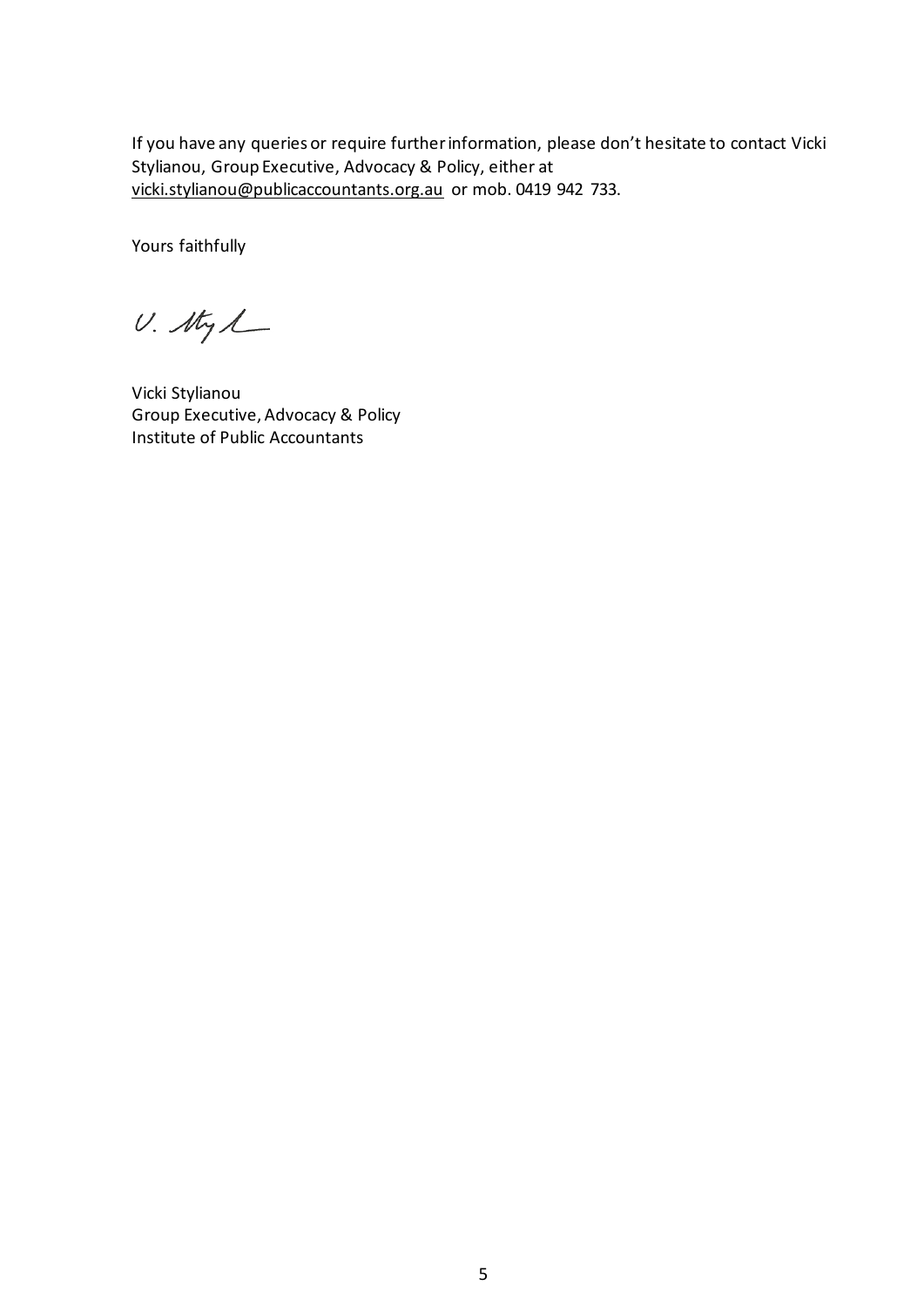If you have any queries or require further information, please don't hesitate to contact Vicki Stylianou, Group Executive, Advocacy & Policy, either at vicki.stylianou@publicaccountants.org.au or mob. 0419 942 733.

Yours faithfully

V. Styl

Vicki Stylianou
Group Executive, Advocacy & Policy
Institute of Public Accountants